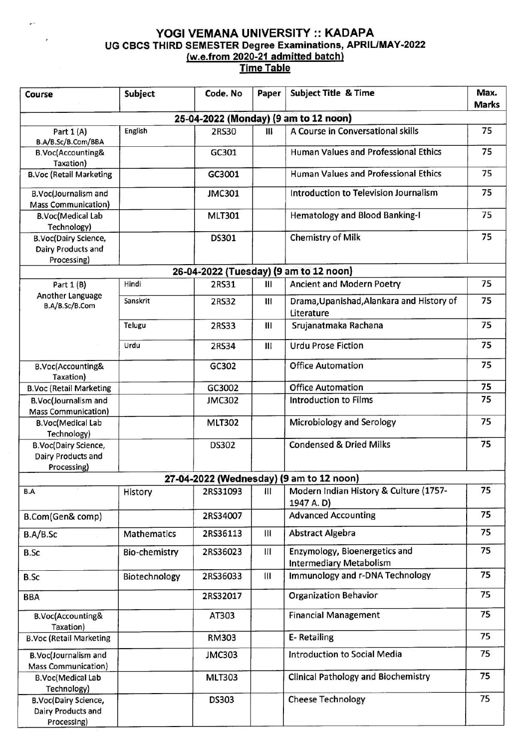# YOGI VEMANA UNIVERSITY :: KADAPA

## UG CBCS THIRD SEMESTER Degree Examinations, APRIL/MAY-2022

**(w.e.from 2020-21 admitted batch)**

**Time Table**

| Course | Subject | Code. No | Paper | Subject Title & Time | Max. Marks |
|---|---|---|---|---|---|
| **25-04-2022 (Monday) (9 am to 12 noon)** | | | | | |
| Part 1 (A) B.A/B.Sc/B.Com/BBA | English | 2RS30 | III | A Course in Conversational skills | 75 |
| B.Voc(Accounting& Taxation) | | GC301 | | Human Values and Professional Ethics | 75 |
| B.Voc (Retail Marketing | | GC3001 | | Human Values and Professional Ethics | 75 |
| B.Voc(Journalism and Mass Communication) | | JMC301 | | Introduction to Television Journalism | 75 |
| B.Voc(Medical Lab Technology) | | MLT301 | | Hematology and Blood Banking-I | 75 |
| B.Voc(Dairy Science, Dairy Products and Processing) | | DS301 | | Chemistry of Milk | 75 |
| **26-04-2022 (Tuesday) (9 am to 12 noon)** | | | | | |
| Part 1 (B) Another Language B.A/B.Sc/B.Com | Hindi | 2RS31 | III | Ancient and Modern Poetry | 75 |
| | Sanskrit | 2RS32 | III | Drama,Upanishad,Alankara and History of Literature | 75 |
| | Telugu | 2RS33 | III | Srujanatmaka Rachana | 75 |
| | Urdu | 2RS34 | III | Urdu Prose Fiction | 75 |
| B.Voc(Accounting& Taxation) | | GC302 | | Office Automation | 75 |
| B.Voc (Retail Marketing | | GC3002 | | Office Automation | 75 |
| B.Voc(Journalism and Mass Communication) | | JMC302 | | Introduction to Films | 75 |
| B.Voc(Medical Lab Technology) | | MLT302 | | Microbiology and Serology | 75 |
| B.Voc(Dairy Science, Dairy Products and Processing) | | DS302 | | Condensed & Dried Milks | 75 |
| **27-04-2022 (Wednesday) (9 am to 12 noon)** | | | | | |
| B.A | History | 2RS31093 | III | Modern Indian History & Culture (1757-1947 A. D) | 75 |
| B.Com(Gen& comp) | | 2RS34007 | | Advanced Accounting | 75 |
| B.A/B.Sc | Mathematics | 2RS36113 | III | Abstract Algebra | 75 |
| B.Sc | Bio-chemistry | 2RS36023 | III | Enzymology, Bioenergetics and Intermediary Metabolism | 75 |
| B.Sc | Biotechnology | 2RS36033 | III | Immunology and r-DNA Technology | 75 |
| BBA | | 2RS32017 | | Organization Behavior | 75 |
| B.Voc(Accounting& Taxation) | | AT303 | | Financial Management | 75 |
| B.Voc (Retail Marketing | | RM303 | | E- Retailing | 75 |
| B.Voc(Journalism and Mass Communication) | | JMC303 | | Introduction to Social Media | 75 |
| B.Voc(Medical Lab Technology) | | MLT303 | | Clinical Pathology and Biochemistry | 75 |
| B.Voc(Dairy Science, Dairy Products and Processing) | | DS303 | | Cheese Technology | 75 |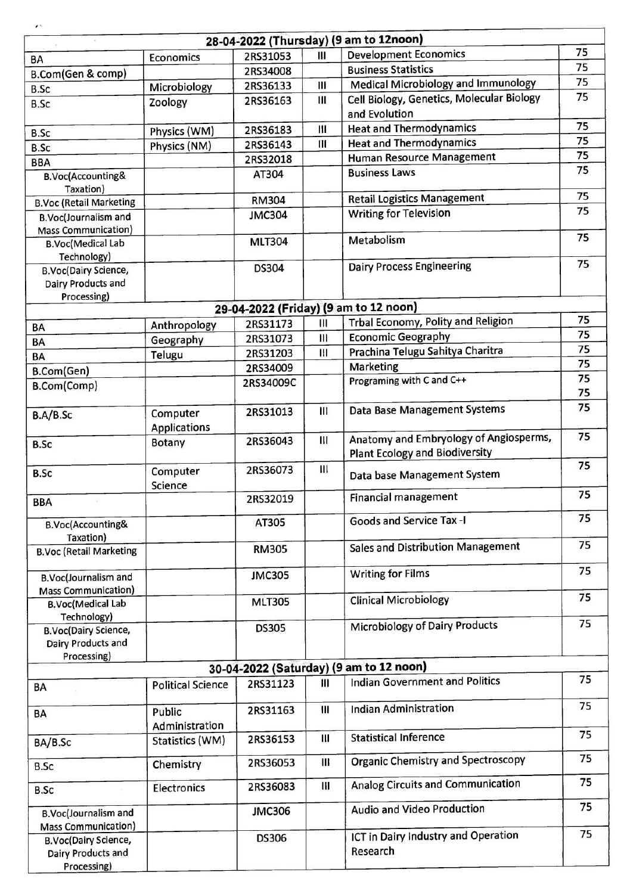| | | | | | |
|---|---|---|---|---|---|
| **28-04-2022 (Thursday) (9 am to 12noon)** | | | | | |
| BA | Economics | 2RS31053 | III | Development Economics | 75 |
| B.Com(Gen & comp) | | 2RS34008 | | Business Statistics | 75 |
| B.Sc | Microbiology | 2RS36133 | III | Medical Microbiology and Immunology | 75 |
| B.Sc | Zoology | 2RS36163 | III | Cell Biology, Genetics, Molecular Biology and Evolution | 75 |
| B.Sc | Physics (WM) | 2RS36183 | III | Heat and Thermodynamics | 75 |
| B.Sc | Physics (NM) | 2RS36143 | III | Heat and Thermodynamics | 75 |
| BBA | | 2RS32018 | | Human Resource Management | 75 |
| B.Voc(Accounting& Taxation) | | AT304 | | Business Laws | 75 |
| B.Voc (Retail Marketing | | RM304 | | Retail Logistics Management | 75 |
| B.Voc(Journalism and Mass Communication) | | JMC304 | | Writing for Television | 75 |
| B.Voc(Medical Lab Technology) | | MLT304 | | Metabolism | 75 |
| B.Voc(Dairy Science, Dairy Products and Processing) | | DS304 | | Dairy Process Engineering | 75 |
| **29-04-2022 (Friday) (9 am to 12 noon)** | | | | | |
| BA | Anthropology | 2RS31173 | III | Trbal Economy, Polity and Religion | 75 |
| BA | Geography | 2RS31073 | III | Economic Geography | 75 |
| BA | Telugu | 2RS31203 | III | Prachina Telugu Sahitya Charitra | 75 |
| B.Com(Gen) | | 2RS34009 | | Marketing | 75 |
| B.Com(Comp) | | 2RS34009C | | Programing with C and C++ | 75<br>75 |
| B.A/B.Sc | Computer Applications | 2RS31013 | III | Data Base Management Systems | 75 |
| B.Sc | Botany | 2RS36043 | III | Anatomy and Embryology of Angiosperms, Plant Ecology and Biodiversity | 75 |
| B.Sc | Computer Science | 2RS36073 | III | Data base Management System | 75 |
| BBA | | 2RS32019 | | Financial management | 75 |
| B.Voc(Accounting& Taxation) | | AT305 | | Goods and Service Tax -I | 75 |
| B.Voc (Retail Marketing | | RM305 | | Sales and Distribution Management | 75 |
| B.Voc(Journalism and Mass Communication) | | JMC305 | | Writing for Films | 75 |
| B.Voc(Medical Lab Technology) | | MLT305 | | Clinical Microbiology | 75 |
| B.Voc(Dairy Science, Dairy Products and Processing) | | DS305 | | Microbiology of Dairy Products | 75 |
| **30-04-2022 (Saturday) (9 am to 12 noon)** | | | | | |
| BA | Political Science | 2RS31123 | III | Indian Government and Politics | 75 |
| BA | Public Administration | 2RS31163 | III | Indian Administration | 75 |
| BA/B.Sc | Statistics (WM) | 2RS36153 | III | Statistical Inference | 75 |
| B.Sc | Chemistry | 2RS36053 | III | Organic Chemistry and Spectroscopy | 75 |
| B.Sc | Electronics | 2RS36083 | III | Analog Circuits and Communication | 75 |
| B.Voc(Journalism and Mass Communication) | | JMC306 | | Audio and Video Production | 75 |
| B.Voc(Dairy Science, Dairy Products and Processing) | | DS306 | | ICT in Dairy Industry and Operation Research | 75 |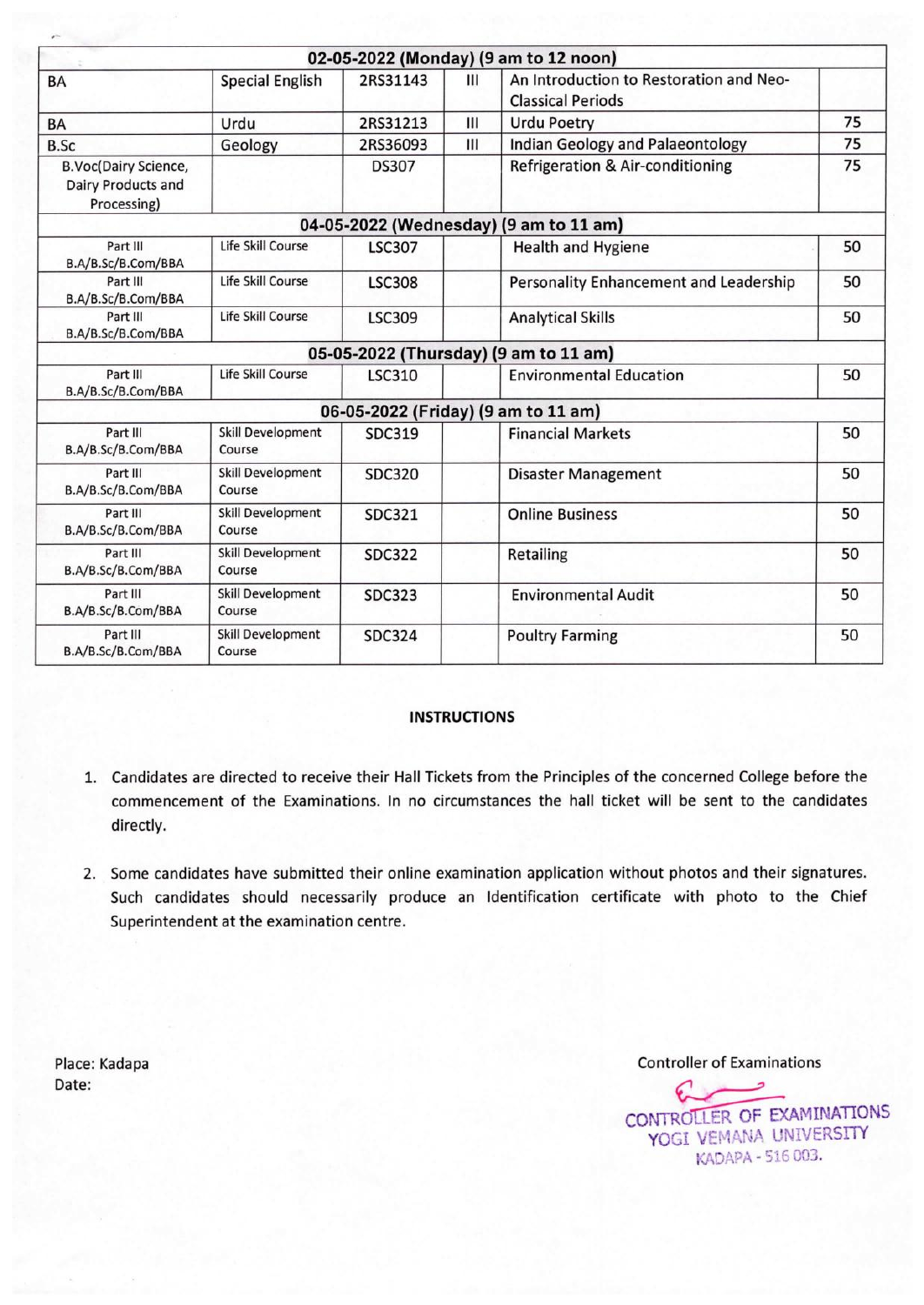| | | | | | |
|---|---|---|---|---|---|
| **02-05-2022 (Monday) (9 am to 12 noon)** | | | | | |
| BA | Special English | 2RS31143 | III | An Introduction to Restoration and Neo-Classical Periods | |
| BA | Urdu | 2RS31213 | III | Urdu Poetry | 75 |
| B.Sc | Geology | 2RS36093 | III | Indian Geology and Palaeontology | 75 |
| B.Voc(Dairy Science, Dairy Products and Processing) | | DS307 | | Refrigeration & Air-conditioning | 75 |
| **04-05-2022 (Wednesday) (9 am to 11 am)** | | | | | |
| Part III B.A/B.Sc/B.Com/BBA | Life Skill Course | LSC307 | | Health and Hygiene | 50 |
| Part III B.A/B.Sc/B.Com/BBA | Life Skill Course | LSC308 | | Personality Enhancement and Leadership | 50 |
| Part III B.A/B.Sc/B.Com/BBA | Life Skill Course | LSC309 | | Analytical Skills | 50 |
| **05-05-2022 (Thursday) (9 am to 11 am)** | | | | | |
| Part III B.A/B.Sc/B.Com/BBA | Life Skill Course | LSC310 | | Environmental Education | 50 |
| **06-05-2022 (Friday) (9 am to 11 am)** | | | | | |
| Part III B.A/B.Sc/B.Com/BBA | Skill Development Course | SDC319 | | Financial Markets | 50 |
| Part III B.A/B.Sc/B.Com/BBA | Skill Development Course | SDC320 | | Disaster Management | 50 |
| Part III B.A/B.Sc/B.Com/BBA | Skill Development Course | SDC321 | | Online Business | 50 |
| Part III B.A/B.Sc/B.Com/BBA | Skill Development Course | SDC322 | | Retailing | 50 |
| Part III B.A/B.Sc/B.Com/BBA | Skill Development Course | SDC323 | | Environmental Audit | 50 |
| Part III B.A/B.Sc/B.Com/BBA | Skill Development Course | SDC324 | | Poultry Farming | 50 |

## INSTRUCTIONS

1. Candidates are directed to receive their Hall Tickets from the Principles of the concerned College before the commencement of the Examinations. In no circumstances the hall ticket will be sent to the candidates directly.
2. Some candidates have submitted their online examination application without photos and their signatures. Such candidates should necessarily produce an Identification certificate with photo to the Chief Superintendent at the examination centre.

Place: Kadapa
Date:

Controller of Examinations

CONTROLLER OF EXAMINATIONS
YOGI VEMANA UNIVERSITY
KADAPA - 516 003.